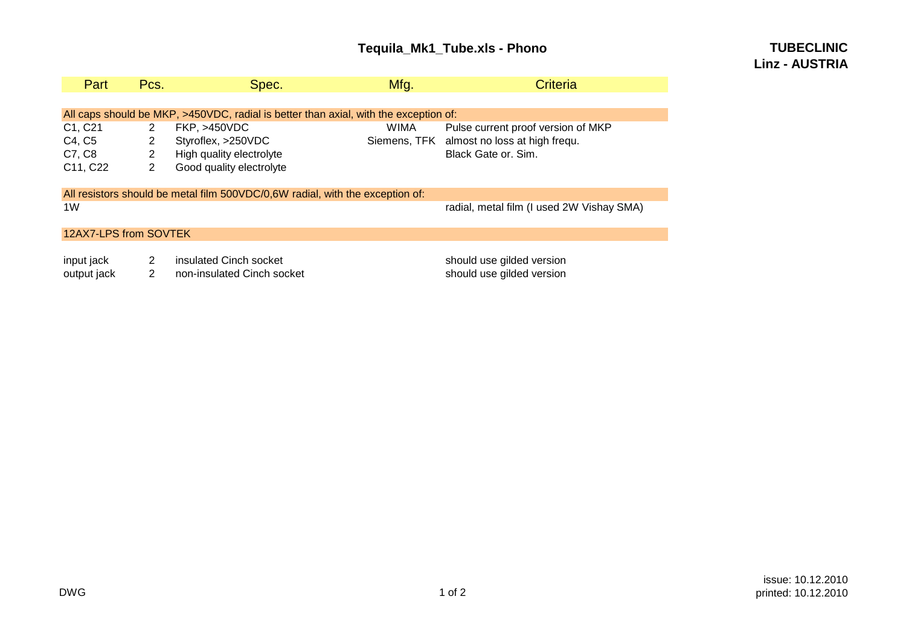# Tequila_Mk1_Tube.xls - Phono

**TUBECLINIC**
**Linz - AUSTRIA**

| Part | Pcs. | Spec. | Mfg. | Criteria |
|---|---|---|---|---|
| All caps should be MKP, >450VDC, radial is better than axial, with the exception of: | | | | |
| C1, C21 | 2 | FKP, >450VDC | WIMA | Pulse current proof version of MKP |
| C4, C5 | 2 | Styroflex, >250VDC | Siemens, TFK | almost no loss at high frequ. |
| C7, C8 | 2 | High quality electrolyte | | Black Gate or. Sim. |
| C11, C22 | 2 | Good quality electrolyte | | |
| All resistors should be metal film 500VDC/0,6W radial, with the exception of: | | | | |
| 1W | | | | radial, metal film (I used 2W Vishay SMA) |
| 12AX7-LPS from SOVTEK | | | | |
| input jack | 2 | insulated Cinch socket | | should use gilded version |
| output jack | 2 | non-insulated Cinch socket | | should use gilded version |

DWG

issue: 10.12.2010
printed: 10.12.2010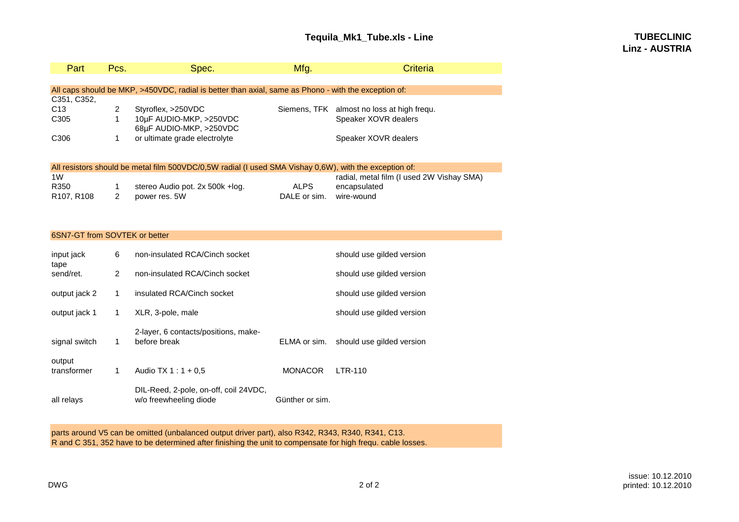**Tequila_Mk1_Tube.xls - Line**

**TUBECLINIC**
**Linz - AUSTRIA**

| Part | Pcs. | Spec. | Mfg. | Criteria |
|---|---|---|---|---|
| All caps should be MKP, >450VDC, radial is better than axial, same as Phono - with the exception of: | | | | |
| C351, C352, C13 | 2 | Styroflex, >250VDC | Siemens, TFK | almost no loss at high frequ. |
| C305 | 1 | 10µF AUDIO-MKP, >250VDC | | Speaker XOVR dealers |
| C306 | 1 | 68µF AUDIO-MKP, >250VDC or ultimate grade electrolyte | | Speaker XOVR dealers |
| All resistors should be metal film 500VDC/0,5W radial (I used SMA Vishay 0,6W), with the exception of: | | | | |
| 1W | | | | radial, metal film (I used 2W Vishay SMA) |
| R350 | 1 | stereo Audio pot. 2x 500k +log. | ALPS | encapsulated |
| R107, R108 | 2 | power res. 5W | DALE or sim. | wire-wound |
| 6SN7-GT from SOVTEK or better | | | | |
| input jack | 6 | non-insulated RCA/Cinch socket | | should use gilded version |
| tape send/ret. | 2 | non-insulated RCA/Cinch socket | | should use gilded version |
| output jack 2 | 1 | insulated RCA/Cinch socket | | should use gilded version |
| output jack 1 | 1 | XLR, 3-pole, male | | should use gilded version |
| signal switch | 1 | 2-layer, 6 contacts/positions, make-before break | ELMA or sim. | should use gilded version |
| output transformer | 1 | Audio TX 1 : 1 + 0,5 | MONACOR | LTR-110 |
| all relays | | DIL-Reed, 2-pole, on-off, coil 24VDC, w/o freewheeling diode | Günther or sim. | |

parts around V5 can be omitted (unbalanced output driver part), also R342, R343, R340, R341, C13.
R and C 351, 352 have to be determined after finishing the unit to compensate for high frequ. cable losses.

DWG

issue: 10.12.2010
printed: 10.12.2010